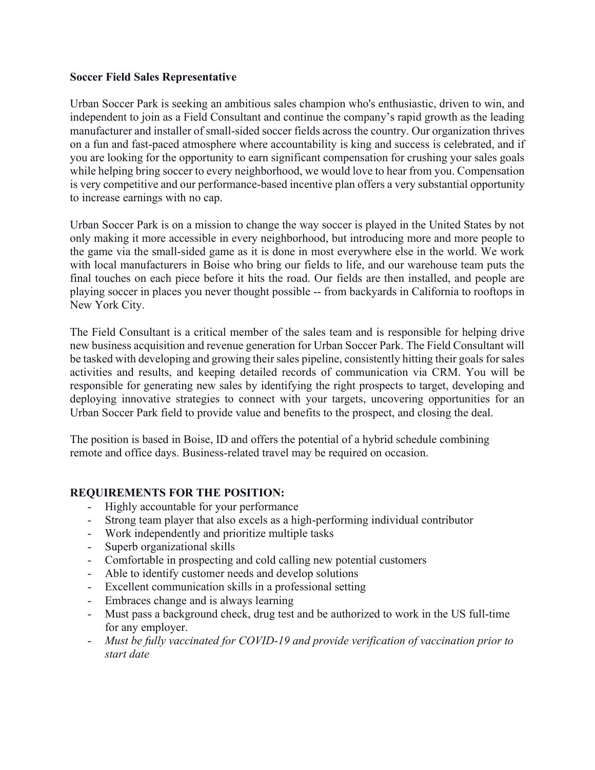**Soccer Field Sales Representative**

Urban Soccer Park is seeking an ambitious sales champion who's enthusiastic, driven to win, and independent to join as a Field Consultant and continue the company's rapid growth as the leading manufacturer and installer of small-sided soccer fields across the country. Our organization thrives on a fun and fast-paced atmosphere where accountability is king and success is celebrated, and if you are looking for the opportunity to earn significant compensation for crushing your sales goals while helping bring soccer to every neighborhood, we would love to hear from you. Compensation is very competitive and our performance-based incentive plan offers a very substantial opportunity to increase earnings with no cap.

Urban Soccer Park is on a mission to change the way soccer is played in the United States by not only making it more accessible in every neighborhood, but introducing more and more people to the game via the small-sided game as it is done in most everywhere else in the world. We work with local manufacturers in Boise who bring our fields to life, and our warehouse team puts the final touches on each piece before it hits the road. Our fields are then installed, and people are playing soccer in places you never thought possible -- from backyards in California to rooftops in New York City.

The Field Consultant is a critical member of the sales team and is responsible for helping drive new business acquisition and revenue generation for Urban Soccer Park. The Field Consultant will be tasked with developing and growing their sales pipeline, consistently hitting their goals for sales activities and results, and keeping detailed records of communication via CRM. You will be responsible for generating new sales by identifying the right prospects to target, developing and deploying innovative strategies to connect with your targets, uncovering opportunities for an Urban Soccer Park field to provide value and benefits to the prospect, and closing the deal.

The position is based in Boise, ID and offers the potential of a hybrid schedule combining remote and office days. Business-related travel may be required on occasion.

**REQUIREMENTS FOR THE POSITION:**

- Highly accountable for your performance
- Strong team player that also excels as a high-performing individual contributor
- Work independently and prioritize multiple tasks
- Superb organizational skills
- Comfortable in prospecting and cold calling new potential customers
- Able to identify customer needs and develop solutions
- Excellent communication skills in a professional setting
- Embraces change and is always learning
- Must pass a background check, drug test and be authorized to work in the US full-time for any employer.
- *Must be fully vaccinated for COVID-19 and provide verification of vaccination prior to start date*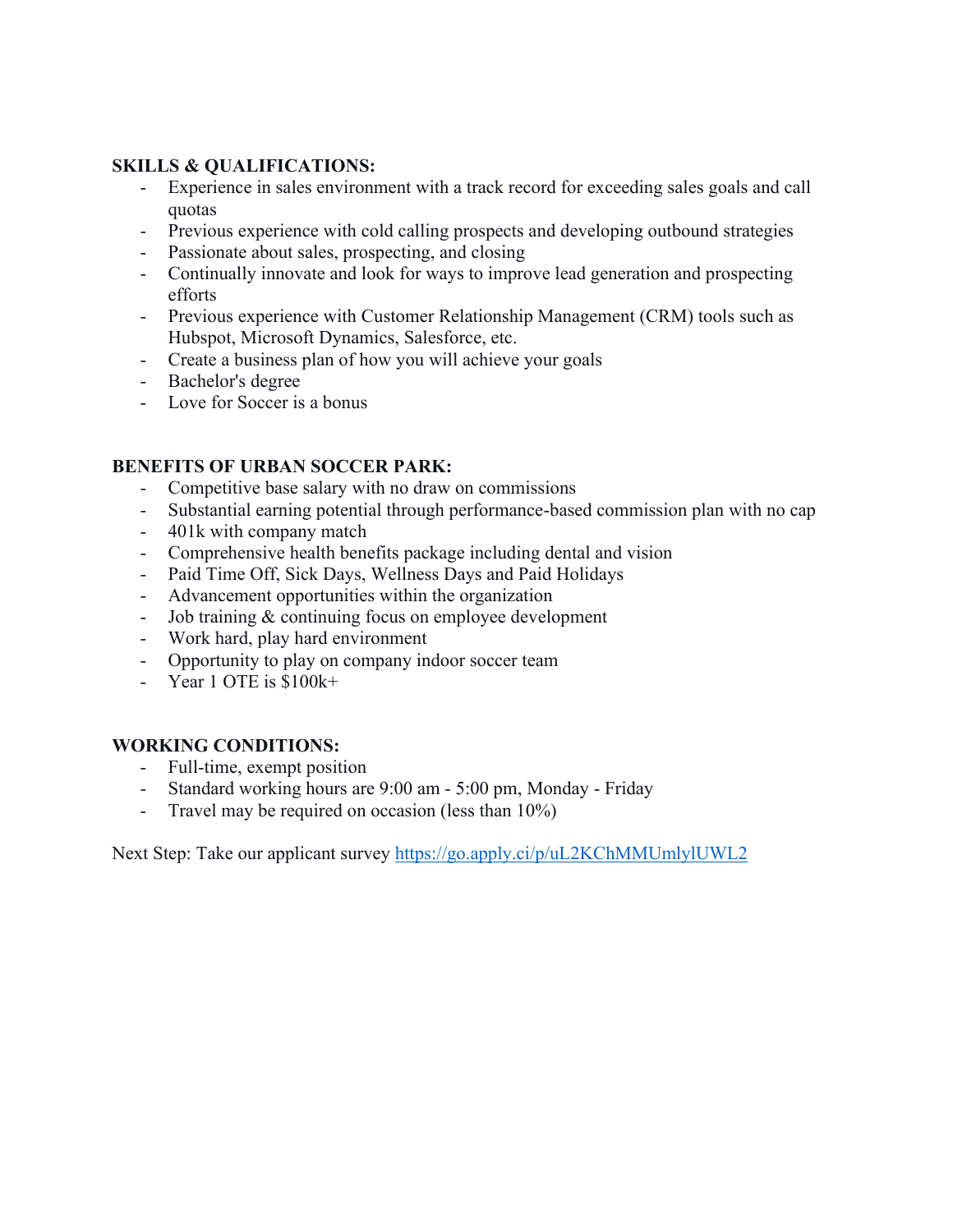**SKILLS & QUALIFICATIONS:**

- Experience in sales environment with a track record for exceeding sales goals and call quotas
- Previous experience with cold calling prospects and developing outbound strategies
- Passionate about sales, prospecting, and closing
- Continually innovate and look for ways to improve lead generation and prospecting efforts
- Previous experience with Customer Relationship Management (CRM) tools such as Hubspot, Microsoft Dynamics, Salesforce, etc.
- Create a business plan of how you will achieve your goals
- Bachelor's degree
- Love for Soccer is a bonus

**BENEFITS OF URBAN SOCCER PARK:**

- Competitive base salary with no draw on commissions
- Substantial earning potential through performance-based commission plan with no cap
- 401k with company match
- Comprehensive health benefits package including dental and vision
- Paid Time Off, Sick Days, Wellness Days and Paid Holidays
- Advancement opportunities within the organization
- Job training & continuing focus on employee development
- Work hard, play hard environment
- Opportunity to play on company indoor soccer team
- Year 1 OTE is $100k+

**WORKING CONDITIONS:**

- Full-time, exempt position
- Standard working hours are 9:00 am - 5:00 pm, Monday - Friday
- Travel may be required on occasion (less than 10%)

Next Step: Take our applicant survey [https://go.apply.ci/p/uL2KChMMUmlylUWL2](https://go.apply.ci/p/uL2KChMMUmlylUWL2)